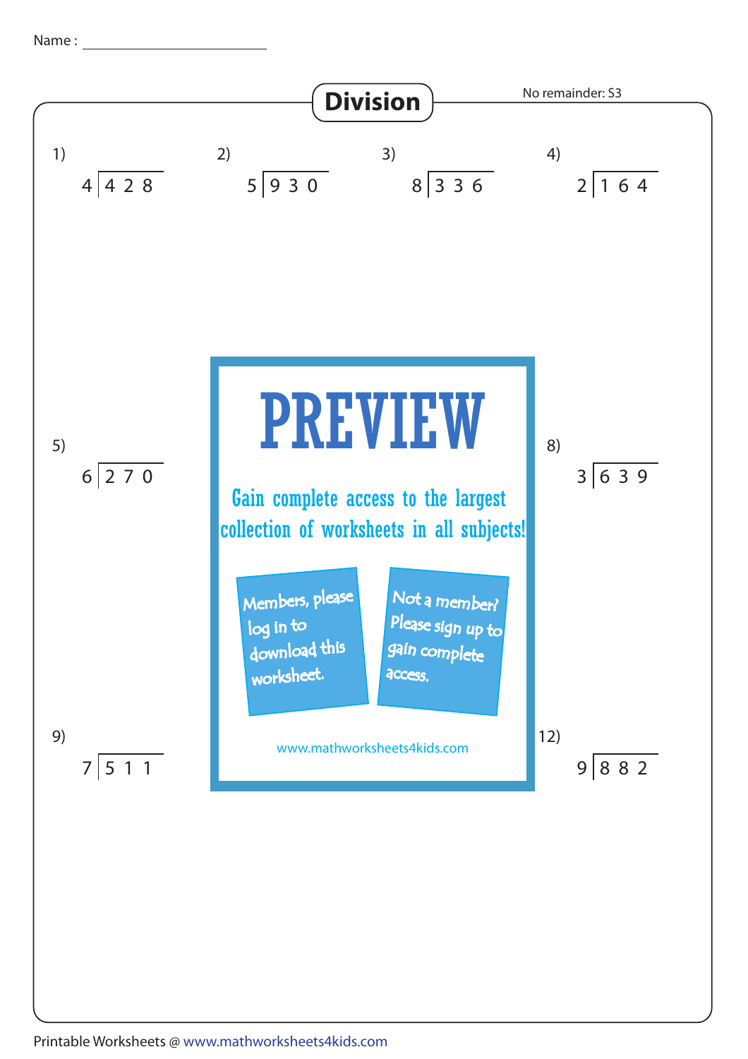Name : ______________________

# Division

No remainder: S3

1) $4\overline{)428}$

2) $5\overline{)930}$

3) $8\overline{)336}$

4) $2\overline{)164}$

5) $6\overline{)270}$

8) $3\overline{)639}$

9) $7\overline{)511}$

12) $9\overline{)882}$

PREVIEW

Gain complete access to the largest collection of worksheets in all subjects!

Members, please log in to download this worksheet.

Not a member? Please sign up to gain complete access.

www.mathworksheets4kids.com

Printable Worksheets @ www.mathworksheets4kids.com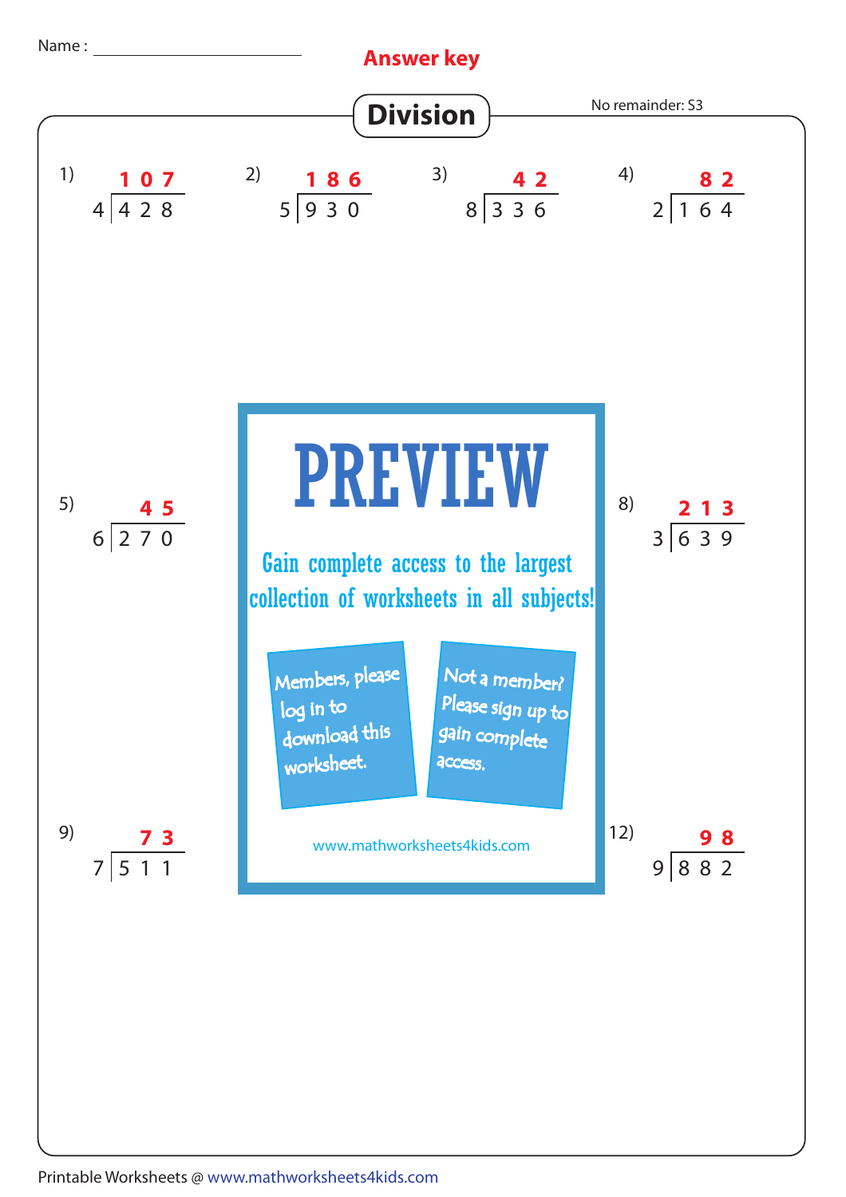Name : ____________________

**Answer key**

# Division

No remainder: S3

1) $4 \overline{)428}$ = **107**

2) $5 \overline{)930}$ = **186**

3) $8 \overline{)336}$ = **42**

4) $2 \overline{)164}$ = **82**

5) $6 \overline{)270}$ = **45**

8) $3 \overline{)639}$ = **213**

9) $7 \overline{)511}$ = **73**

12) $9 \overline{)882}$ = **98**

PREVIEW

Gain complete access to the largest collection of worksheets in all subjects!

Members, please log in to download this worksheet.

Not a member? Please sign up to gain complete access.

www.mathworksheets4kids.com

Printable Worksheets @ www.mathworksheets4kids.com